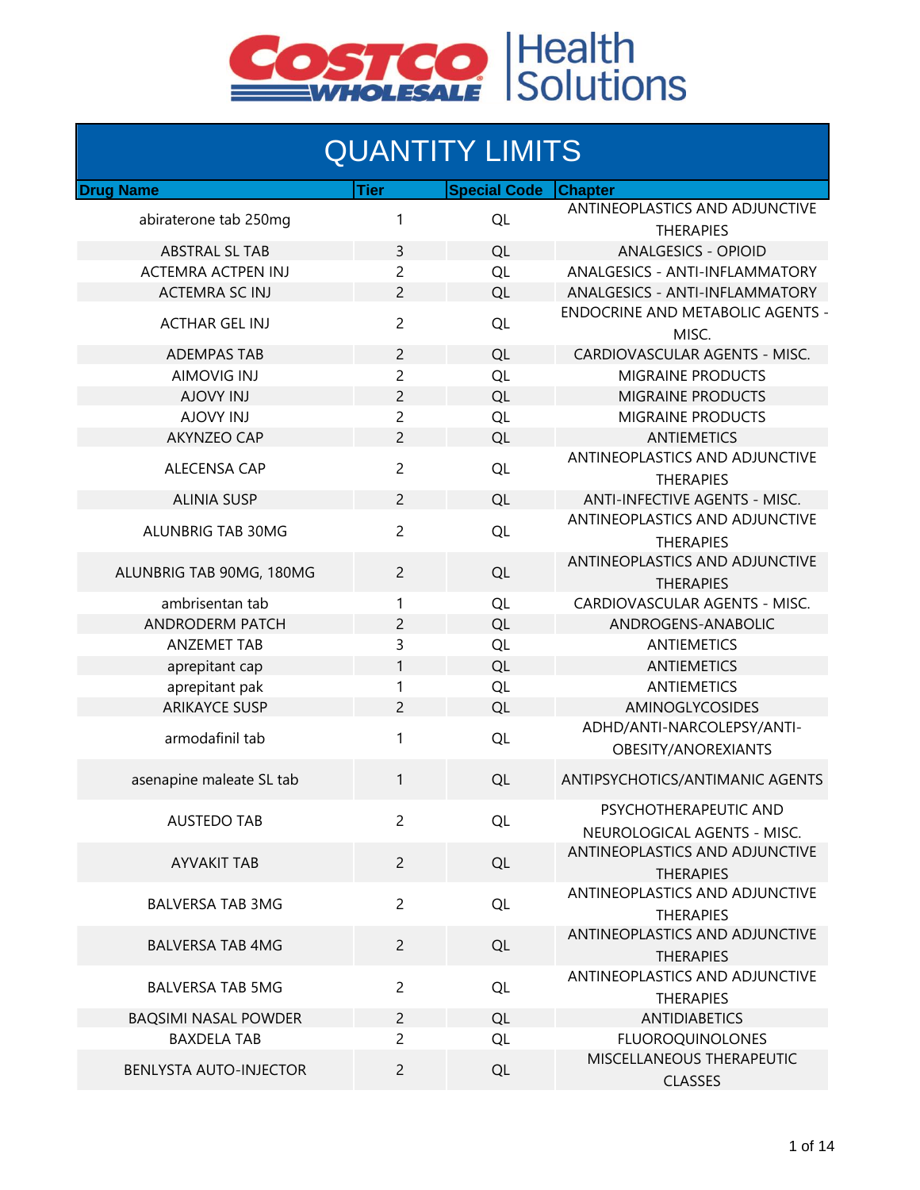Costco Wholesale | Health Solutions

# QUANTITY LIMITS

| Drug Name | Tier | Special Code | Chapter |
|---|---|---|---|
| abiraterone tab 250mg | 1 | QL | ANTINEOPLASTICS AND ADJUNCTIVE THERAPIES |
| ABSTRAL SL TAB | 3 | QL | ANALGESICS - OPIOID |
| ACTEMRA ACTPEN INJ | 2 | QL | ANALGESICS - ANTI-INFLAMMATORY |
| ACTEMRA SC INJ | 2 | QL | ANALGESICS - ANTI-INFLAMMATORY |
| ACTHAR GEL INJ | 2 | QL | ENDOCRINE AND METABOLIC AGENTS - MISC. |
| ADEMPAS TAB | 2 | QL | CARDIOVASCULAR AGENTS - MISC. |
| AIMOVIG INJ | 2 | QL | MIGRAINE PRODUCTS |
| AJOVY INJ | 2 | QL | MIGRAINE PRODUCTS |
| AJOVY INJ | 2 | QL | MIGRAINE PRODUCTS |
| AKYNZEO CAP | 2 | QL | ANTIEMETICS |
| ALECENSA CAP | 2 | QL | ANTINEOPLASTICS AND ADJUNCTIVE THERAPIES |
| ALINIA SUSP | 2 | QL | ANTI-INFECTIVE AGENTS - MISC. |
| ALUNBRIG TAB 30MG | 2 | QL | ANTINEOPLASTICS AND ADJUNCTIVE THERAPIES |
| ALUNBRIG TAB 90MG, 180MG | 2 | QL | ANTINEOPLASTICS AND ADJUNCTIVE THERAPIES |
| ambrisentan tab | 1 | QL | CARDIOVASCULAR AGENTS - MISC. |
| ANDRODERM PATCH | 2 | QL | ANDROGENS-ANABOLIC |
| ANZEMET TAB | 3 | QL | ANTIEMETICS |
| aprepitant cap | 1 | QL | ANTIEMETICS |
| aprepitant pak | 1 | QL | ANTIEMETICS |
| ARIKAYCE SUSP | 2 | QL | AMINOGLYCOSIDES |
| armodafinil tab | 1 | QL | ADHD/ANTI-NARCOLEPSY/ANTI-OBESITY/ANOREXIANTS |
| asenapine maleate SL tab | 1 | QL | ANTIPSYCHOTICS/ANTIMANIC AGENTS |
| AUSTEDO TAB | 2 | QL | PSYCHOTHERAPEUTIC AND NEUROLOGICAL AGENTS - MISC. |
| AYVAKIT TAB | 2 | QL | ANTINEOPLASTICS AND ADJUNCTIVE THERAPIES |
| BALVERSA TAB 3MG | 2 | QL | ANTINEOPLASTICS AND ADJUNCTIVE THERAPIES |
| BALVERSA TAB 4MG | 2 | QL | ANTINEOPLASTICS AND ADJUNCTIVE THERAPIES |
| BALVERSA TAB 5MG | 2 | QL | ANTINEOPLASTICS AND ADJUNCTIVE THERAPIES |
| BAQSIMI NASAL POWDER | 2 | QL | ANTIDIABETICS |
| BAXDELA TAB | 2 | QL | FLUOROQUINOLONES |
| BENLYSTA AUTO-INJECTOR | 2 | QL | MISCELLANEOUS THERAPEUTIC CLASSES |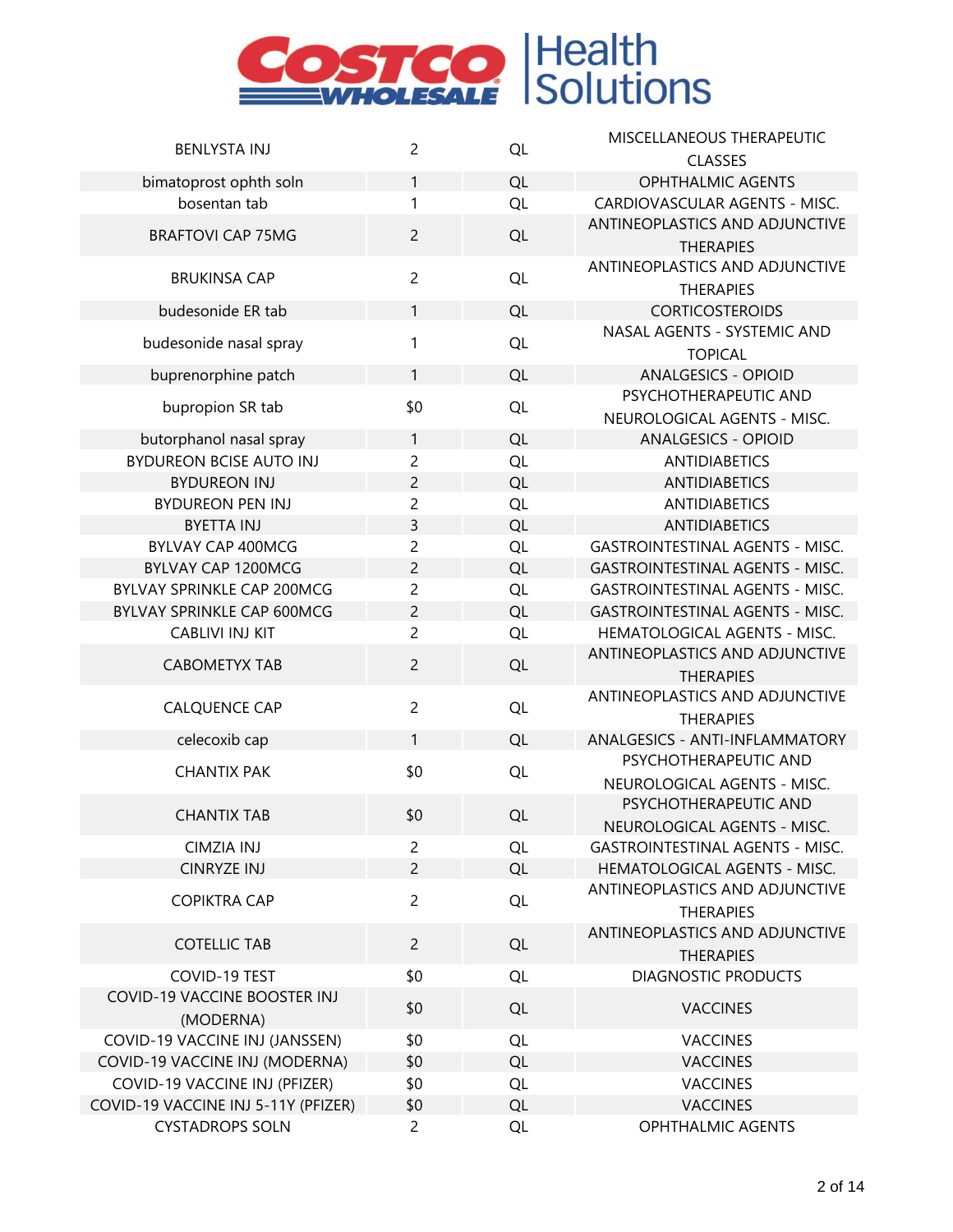| BENLYSTA INJ | 2 | QL | MISCELLANEOUS THERAPEUTIC CLASSES |
|---|---|---|---|
| bimatoprost ophth soln | 1 | QL | OPHTHALMIC AGENTS |
| bosentan tab | 1 | QL | CARDIOVASCULAR AGENTS - MISC. |
| BRAFTOVI CAP 75MG | 2 | QL | ANTINEOPLASTICS AND ADJUNCTIVE THERAPIES |
| BRUKINSA CAP | 2 | QL | ANTINEOPLASTICS AND ADJUNCTIVE THERAPIES |
| budesonide ER tab | 1 | QL | CORTICOSTEROIDS |
| budesonide nasal spray | 1 | QL | NASAL AGENTS - SYSTEMIC AND TOPICAL |
| buprenorphine patch | 1 | QL | ANALGESICS - OPIOID |
| bupropion SR tab | $0 | QL | PSYCHOTHERAPEUTIC AND NEUROLOGICAL AGENTS - MISC. |
| butorphanol nasal spray | 1 | QL | ANALGESICS - OPIOID |
| BYDUREON BCISE AUTO INJ | 2 | QL | ANTIDIABETICS |
| BYDUREON INJ | 2 | QL | ANTIDIABETICS |
| BYDUREON PEN INJ | 2 | QL | ANTIDIABETICS |
| BYETTA INJ | 3 | QL | ANTIDIABETICS |
| BYLVAY CAP 400MCG | 2 | QL | GASTROINTESTINAL AGENTS - MISC. |
| BYLVAY CAP 1200MCG | 2 | QL | GASTROINTESTINAL AGENTS - MISC. |
| BYLVAY SPRINKLE CAP 200MCG | 2 | QL | GASTROINTESTINAL AGENTS - MISC. |
| BYLVAY SPRINKLE CAP 600MCG | 2 | QL | GASTROINTESTINAL AGENTS - MISC. |
| CABLIVI INJ KIT | 2 | QL | HEMATOLOGICAL AGENTS - MISC. |
| CABOMETYX TAB | 2 | QL | ANTINEOPLASTICS AND ADJUNCTIVE THERAPIES |
| CALQUENCE CAP | 2 | QL | ANTINEOPLASTICS AND ADJUNCTIVE THERAPIES |
| celecoxib cap | 1 | QL | ANALGESICS - ANTI-INFLAMMATORY |
| CHANTIX PAK | $0 | QL | PSYCHOTHERAPEUTIC AND NEUROLOGICAL AGENTS - MISC. |
| CHANTIX TAB | $0 | QL | PSYCHOTHERAPEUTIC AND NEUROLOGICAL AGENTS - MISC. |
| CIMZIA INJ | 2 | QL | GASTROINTESTINAL AGENTS - MISC. |
| CINRYZE INJ | 2 | QL | HEMATOLOGICAL AGENTS - MISC. |
| COPIKTRA CAP | 2 | QL | ANTINEOPLASTICS AND ADJUNCTIVE THERAPIES |
| COTELLIC TAB | 2 | QL | ANTINEOPLASTICS AND ADJUNCTIVE THERAPIES |
| COVID-19 TEST | $0 | QL | DIAGNOSTIC PRODUCTS |
| COVID-19 VACCINE BOOSTER INJ (MODERNA) | $0 | QL | VACCINES |
| COVID-19 VACCINE INJ (JANSSEN) | $0 | QL | VACCINES |
| COVID-19 VACCINE INJ (MODERNA) | $0 | QL | VACCINES |
| COVID-19 VACCINE INJ (PFIZER) | $0 | QL | VACCINES |
| COVID-19 VACCINE INJ 5-11Y (PFIZER) | $0 | QL | VACCINES |
| CYSTADROPS SOLN | 2 | QL | OPHTHALMIC AGENTS |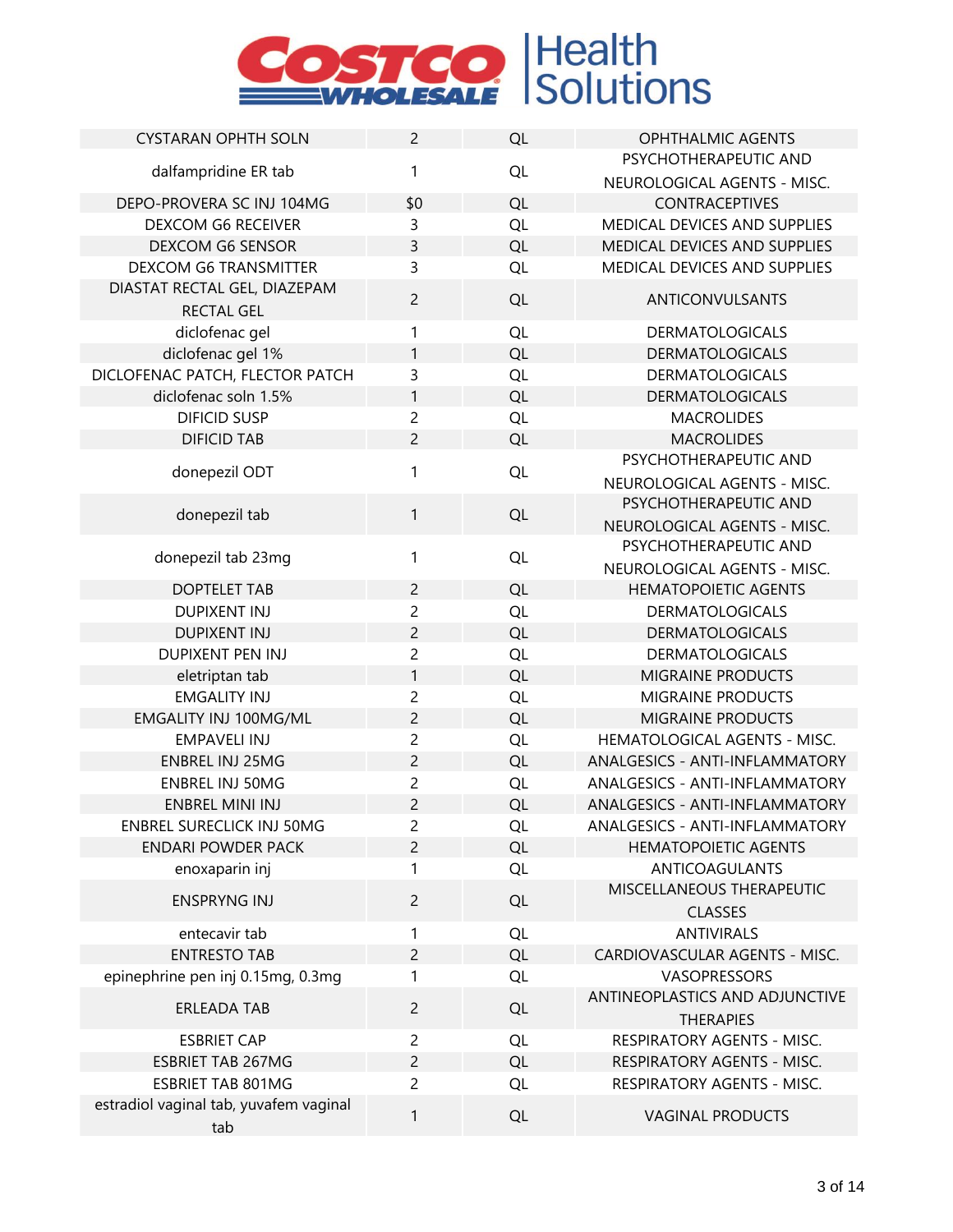| | | | |
|---|---|---|---|
| CYSTARAN OPHTH SOLN | 2 | QL | OPHTHALMIC AGENTS |
| dalfampridine ER tab | 1 | QL | PSYCHOTHERAPEUTIC AND NEUROLOGICAL AGENTS - MISC. |
| DEPO-PROVERA SC INJ 104MG | $0 | QL | CONTRACEPTIVES |
| DEXCOM G6 RECEIVER | 3 | QL | MEDICAL DEVICES AND SUPPLIES |
| DEXCOM G6 SENSOR | 3 | QL | MEDICAL DEVICES AND SUPPLIES |
| DEXCOM G6 TRANSMITTER | 3 | QL | MEDICAL DEVICES AND SUPPLIES |
| DIASTAT RECTAL GEL, DIAZEPAM RECTAL GEL | 2 | QL | ANTICONVULSANTS |
| diclofenac gel | 1 | QL | DERMATOLOGICALS |
| diclofenac gel 1% | 1 | QL | DERMATOLOGICALS |
| DICLOFENAC PATCH, FLECTOR PATCH | 3 | QL | DERMATOLOGICALS |
| diclofenac soln 1.5% | 1 | QL | DERMATOLOGICALS |
| DIFICID SUSP | 2 | QL | MACROLIDES |
| DIFICID TAB | 2 | QL | MACROLIDES |
| donepezil ODT | 1 | QL | PSYCHOTHERAPEUTIC AND NEUROLOGICAL AGENTS - MISC. |
| donepezil tab | 1 | QL | PSYCHOTHERAPEUTIC AND NEUROLOGICAL AGENTS - MISC. |
| donepezil tab 23mg | 1 | QL | PSYCHOTHERAPEUTIC AND NEUROLOGICAL AGENTS - MISC. |
| DOPTELET TAB | 2 | QL | HEMATOPOIETIC AGENTS |
| DUPIXENT INJ | 2 | QL | DERMATOLOGICALS |
| DUPIXENT INJ | 2 | QL | DERMATOLOGICALS |
| DUPIXENT PEN INJ | 2 | QL | DERMATOLOGICALS |
| eletriptan tab | 1 | QL | MIGRAINE PRODUCTS |
| EMGALITY INJ | 2 | QL | MIGRAINE PRODUCTS |
| EMGALITY INJ 100MG/ML | 2 | QL | MIGRAINE PRODUCTS |
| EMPAVELI INJ | 2 | QL | HEMATOLOGICAL AGENTS - MISC. |
| ENBREL INJ 25MG | 2 | QL | ANALGESICS - ANTI-INFLAMMATORY |
| ENBREL INJ 50MG | 2 | QL | ANALGESICS - ANTI-INFLAMMATORY |
| ENBREL MINI INJ | 2 | QL | ANALGESICS - ANTI-INFLAMMATORY |
| ENBREL SURECLICK INJ 50MG | 2 | QL | ANALGESICS - ANTI-INFLAMMATORY |
| ENDARI POWDER PACK | 2 | QL | HEMATOPOIETIC AGENTS |
| enoxaparin inj | 1 | QL | ANTICOAGULANTS |
| ENSPRYNG INJ | 2 | QL | MISCELLANEOUS THERAPEUTIC CLASSES |
| entecavir tab | 1 | QL | ANTIVIRALS |
| ENTRESTO TAB | 2 | QL | CARDIOVASCULAR AGENTS - MISC. |
| epinephrine pen inj 0.15mg, 0.3mg | 1 | QL | VASOPRESSORS |
| ERLEADA TAB | 2 | QL | ANTINEOPLASTICS AND ADJUNCTIVE THERAPIES |
| ESBRIET CAP | 2 | QL | RESPIRATORY AGENTS - MISC. |
| ESBRIET TAB 267MG | 2 | QL | RESPIRATORY AGENTS - MISC. |
| ESBRIET TAB 801MG | 2 | QL | RESPIRATORY AGENTS - MISC. |
| estradiol vaginal tab, yuvafem vaginal tab | 1 | QL | VAGINAL PRODUCTS |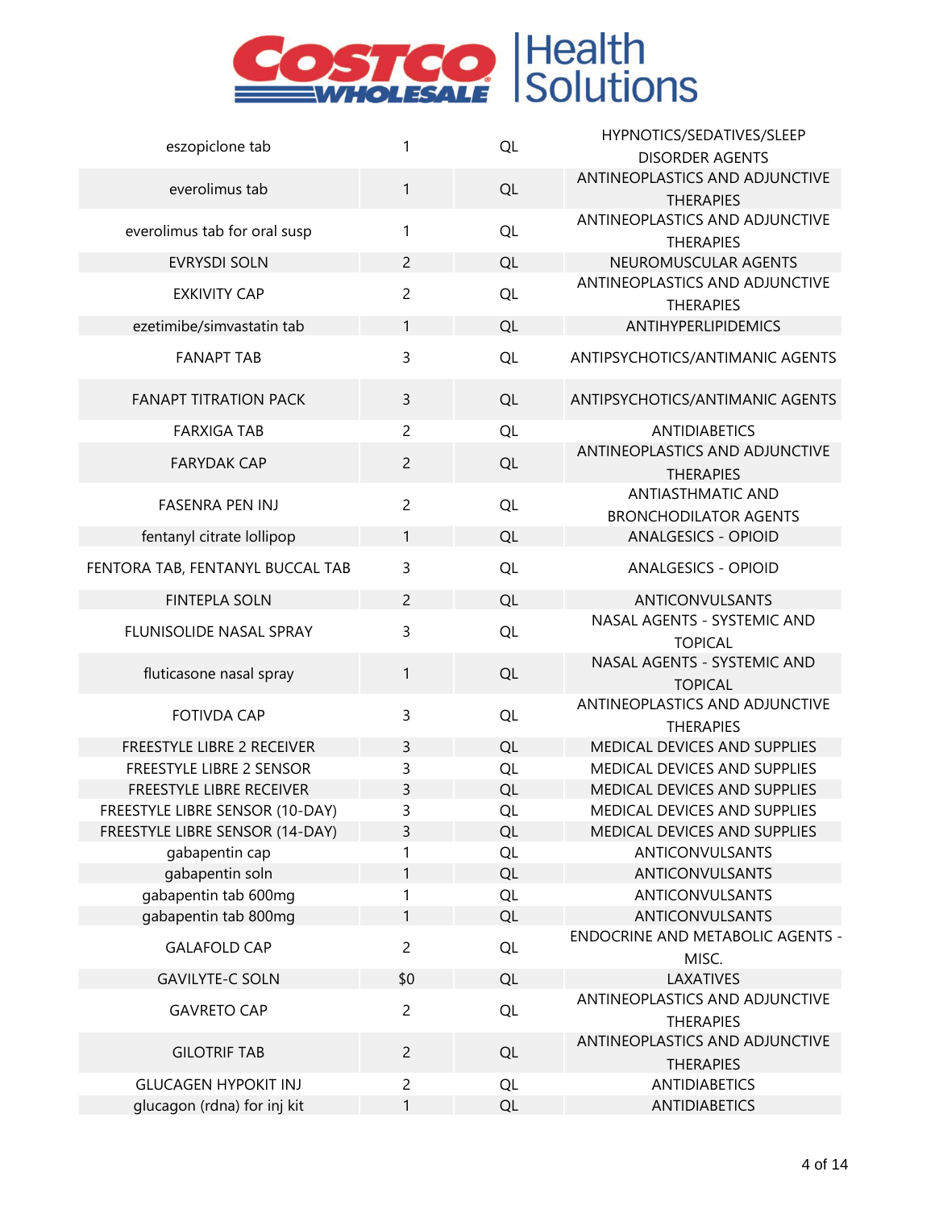| | | | |
|---|---|---|---|
| eszopiclone tab | 1 | QL | HYPNOTICS/SEDATIVES/SLEEP DISORDER AGENTS |
| everolimus tab | 1 | QL | ANTINEOPLASTICS AND ADJUNCTIVE THERAPIES |
| everolimus tab for oral susp | 1 | QL | ANTINEOPLASTICS AND ADJUNCTIVE THERAPIES |
| EVRYSDI SOLN | 2 | QL | NEUROMUSCULAR AGENTS |
| EXKIVITY CAP | 2 | QL | ANTINEOPLASTICS AND ADJUNCTIVE THERAPIES |
| ezetimibe/simvastatin tab | 1 | QL | ANTIHYPERLIPIDEMICS |
| FANAPT TAB | 3 | QL | ANTIPSYCHOTICS/ANTIMANIC AGENTS |
| FANAPT TITRATION PACK | 3 | QL | ANTIPSYCHOTICS/ANTIMANIC AGENTS |
| FARXIGA TAB | 2 | QL | ANTIDIABETICS |
| FARYDAK CAP | 2 | QL | ANTINEOPLASTICS AND ADJUNCTIVE THERAPIES |
| FASENRA PEN INJ | 2 | QL | ANTIASTHMATIC AND BRONCHODILATOR AGENTS |
| fentanyl citrate lollipop | 1 | QL | ANALGESICS - OPIOID |
| FENTORA TAB, FENTANYL BUCCAL TAB | 3 | QL | ANALGESICS - OPIOID |
| FINTEPLA SOLN | 2 | QL | ANTICONVULSANTS |
| FLUNISOLIDE NASAL SPRAY | 3 | QL | NASAL AGENTS - SYSTEMIC AND TOPICAL |
| fluticasone nasal spray | 1 | QL | NASAL AGENTS - SYSTEMIC AND TOPICAL |
| FOTIVDA CAP | 3 | QL | ANTINEOPLASTICS AND ADJUNCTIVE THERAPIES |
| FREESTYLE LIBRE 2 RECEIVER | 3 | QL | MEDICAL DEVICES AND SUPPLIES |
| FREESTYLE LIBRE 2 SENSOR | 3 | QL | MEDICAL DEVICES AND SUPPLIES |
| FREESTYLE LIBRE RECEIVER | 3 | QL | MEDICAL DEVICES AND SUPPLIES |
| FREESTYLE LIBRE SENSOR (10-DAY) | 3 | QL | MEDICAL DEVICES AND SUPPLIES |
| FREESTYLE LIBRE SENSOR (14-DAY) | 3 | QL | MEDICAL DEVICES AND SUPPLIES |
| gabapentin cap | 1 | QL | ANTICONVULSANTS |
| gabapentin soln | 1 | QL | ANTICONVULSANTS |
| gabapentin tab 600mg | 1 | QL | ANTICONVULSANTS |
| gabapentin tab 800mg | 1 | QL | ANTICONVULSANTS |
| GALAFOLD CAP | 2 | QL | ENDOCRINE AND METABOLIC AGENTS - MISC. |
| GAVILYTE-C SOLN | $0 | QL | LAXATIVES |
| GAVRETO CAP | 2 | QL | ANTINEOPLASTICS AND ADJUNCTIVE THERAPIES |
| GILOTRIF TAB | 2 | QL | ANTINEOPLASTICS AND ADJUNCTIVE THERAPIES |
| GLUCAGEN HYPOKIT INJ | 2 | QL | ANTIDIABETICS |
| glucagon (rdna) for inj kit | 1 | QL | ANTIDIABETICS |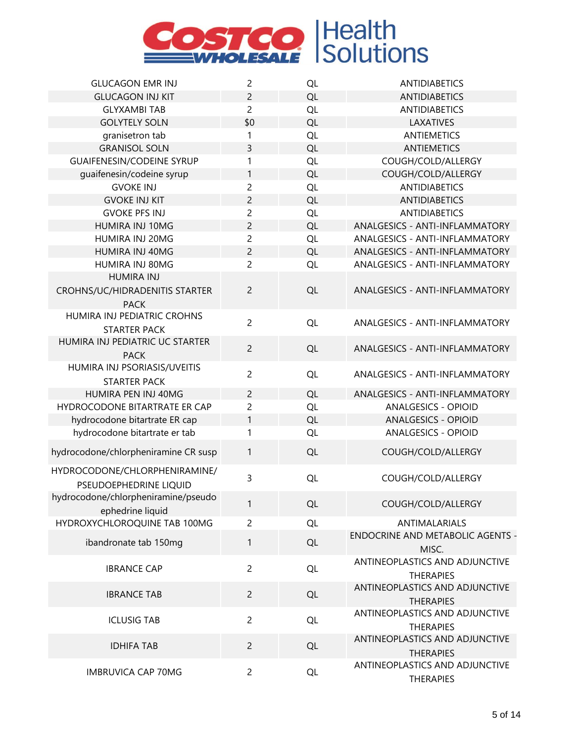| | | | |
|---|---|---|---|
| GLUCAGON EMR INJ | 2 | QL | ANTIDIABETICS |
| GLUCAGON INJ KIT | 2 | QL | ANTIDIABETICS |
| GLYXAMBI TAB | 2 | QL | ANTIDIABETICS |
| GOLYTELY SOLN | $0 | QL | LAXATIVES |
| granisetron tab | 1 | QL | ANTIEMETICS |
| GRANISOL SOLN | 3 | QL | ANTIEMETICS |
| GUAIFENESIN/CODEINE SYRUP | 1 | QL | COUGH/COLD/ALLERGY |
| guaifenesin/codeine syrup | 1 | QL | COUGH/COLD/ALLERGY |
| GVOKE INJ | 2 | QL | ANTIDIABETICS |
| GVOKE INJ KIT | 2 | QL | ANTIDIABETICS |
| GVOKE PFS INJ | 2 | QL | ANTIDIABETICS |
| HUMIRA INJ 10MG | 2 | QL | ANALGESICS - ANTI-INFLAMMATORY |
| HUMIRA INJ 20MG | 2 | QL | ANALGESICS - ANTI-INFLAMMATORY |
| HUMIRA INJ 40MG | 2 | QL | ANALGESICS - ANTI-INFLAMMATORY |
| HUMIRA INJ 80MG | 2 | QL | ANALGESICS - ANTI-INFLAMMATORY |
| HUMIRA INJ CROHNS/UC/HIDRADENITIS STARTER PACK | 2 | QL | ANALGESICS - ANTI-INFLAMMATORY |
| HUMIRA INJ PEDIATRIC CROHNS STARTER PACK | 2 | QL | ANALGESICS - ANTI-INFLAMMATORY |
| HUMIRA INJ PEDIATRIC UC STARTER PACK | 2 | QL | ANALGESICS - ANTI-INFLAMMATORY |
| HUMIRA INJ PSORIASIS/UVEITIS STARTER PACK | 2 | QL | ANALGESICS - ANTI-INFLAMMATORY |
| HUMIRA PEN INJ 40MG | 2 | QL | ANALGESICS - ANTI-INFLAMMATORY |
| HYDROCODONE BITARTRATE ER CAP | 2 | QL | ANALGESICS - OPIOID |
| hydrocodone bitartrate ER cap | 1 | QL | ANALGESICS - OPIOID |
| hydrocodone bitartrate er tab | 1 | QL | ANALGESICS - OPIOID |
| hydrocodone/chlorpheniramine CR susp | 1 | QL | COUGH/COLD/ALLERGY |
| HYDROCODONE/CHLORPHENIRAMINE/ PSEUDOEPHEDRINE LIQUID | 3 | QL | COUGH/COLD/ALLERGY |
| hydrocodone/chlorpheniramine/pseudo ephedrine liquid | 1 | QL | COUGH/COLD/ALLERGY |
| HYDROXYCHLOROQUINE TAB 100MG | 2 | QL | ANTIMALARIALS |
| ibandronate tab 150mg | 1 | QL | ENDOCRINE AND METABOLIC AGENTS - MISC. |
| IBRANCE CAP | 2 | QL | ANTINEOPLASTICS AND ADJUNCTIVE THERAPIES |
| IBRANCE TAB | 2 | QL | ANTINEOPLASTICS AND ADJUNCTIVE THERAPIES |
| ICLUSIG TAB | 2 | QL | ANTINEOPLASTICS AND ADJUNCTIVE THERAPIES |
| IDHIFA TAB | 2 | QL | ANTINEOPLASTICS AND ADJUNCTIVE THERAPIES |
| IMBRUVICA CAP 70MG | 2 | QL | ANTINEOPLASTICS AND ADJUNCTIVE THERAPIES |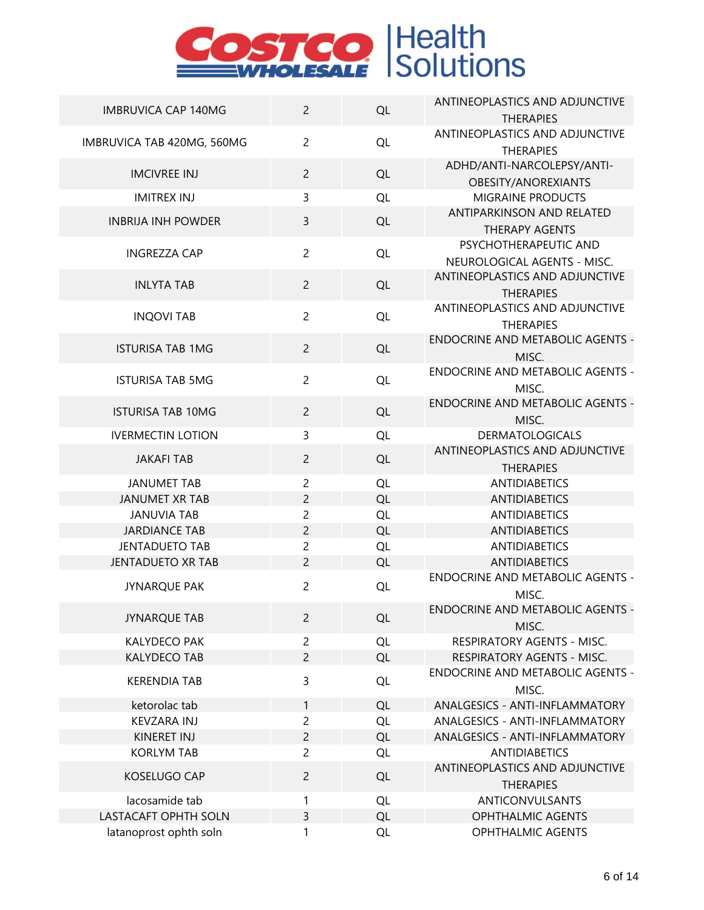| | | | |
|---|---|---|---|
| IMBRUVICA CAP 140MG | 2 | QL | ANTINEOPLASTICS AND ADJUNCTIVE THERAPIES |
| IMBRUVICA TAB 420MG, 560MG | 2 | QL | ANTINEOPLASTICS AND ADJUNCTIVE THERAPIES |
| IMCIVREE INJ | 2 | QL | ADHD/ANTI-NARCOLEPSY/ANTI-OBESITY/ANOREXIANTS |
| IMITREX INJ | 3 | QL | MIGRAINE PRODUCTS |
| INBRIJA INH POWDER | 3 | QL | ANTIPARKINSON AND RELATED THERAPY AGENTS |
| INGREZZA CAP | 2 | QL | PSYCHOTHERAPEUTIC AND NEUROLOGICAL AGENTS - MISC. |
| INLYTA TAB | 2 | QL | ANTINEOPLASTICS AND ADJUNCTIVE THERAPIES |
| INQOVI TAB | 2 | QL | ANTINEOPLASTICS AND ADJUNCTIVE THERAPIES |
| ISTURISA TAB 1MG | 2 | QL | ENDOCRINE AND METABOLIC AGENTS - MISC. |
| ISTURISA TAB 5MG | 2 | QL | ENDOCRINE AND METABOLIC AGENTS - MISC. |
| ISTURISA TAB 10MG | 2 | QL | ENDOCRINE AND METABOLIC AGENTS - MISC. |
| IVERMECTIN LOTION | 3 | QL | DERMATOLOGICALS |
| JAKAFI TAB | 2 | QL | ANTINEOPLASTICS AND ADJUNCTIVE THERAPIES |
| JANUMET TAB | 2 | QL | ANTIDIABETICS |
| JANUMET XR TAB | 2 | QL | ANTIDIABETICS |
| JANUVIA TAB | 2 | QL | ANTIDIABETICS |
| JARDIANCE TAB | 2 | QL | ANTIDIABETICS |
| JENTADUETO TAB | 2 | QL | ANTIDIABETICS |
| JENTADUETO XR TAB | 2 | QL | ANTIDIABETICS |
| JYNARQUE PAK | 2 | QL | ENDOCRINE AND METABOLIC AGENTS - MISC. |
| JYNARQUE TAB | 2 | QL | ENDOCRINE AND METABOLIC AGENTS - MISC. |
| KALYDECO PAK | 2 | QL | RESPIRATORY AGENTS - MISC. |
| KALYDECO TAB | 2 | QL | RESPIRATORY AGENTS - MISC. |
| KERENDIA TAB | 3 | QL | ENDOCRINE AND METABOLIC AGENTS - MISC. |
| ketorolac tab | 1 | QL | ANALGESICS - ANTI-INFLAMMATORY |
| KEVZARA INJ | 2 | QL | ANALGESICS - ANTI-INFLAMMATORY |
| KINERET INJ | 2 | QL | ANALGESICS - ANTI-INFLAMMATORY |
| KORLYM TAB | 2 | QL | ANTIDIABETICS |
| KOSELUGO CAP | 2 | QL | ANTINEOPLASTICS AND ADJUNCTIVE THERAPIES |
| lacosamide tab | 1 | QL | ANTICONVULSANTS |
| LASTACAFT OPHTH SOLN | 3 | QL | OPHTHALMIC AGENTS |
| latanoprost ophth soln | 1 | QL | OPHTHALMIC AGENTS |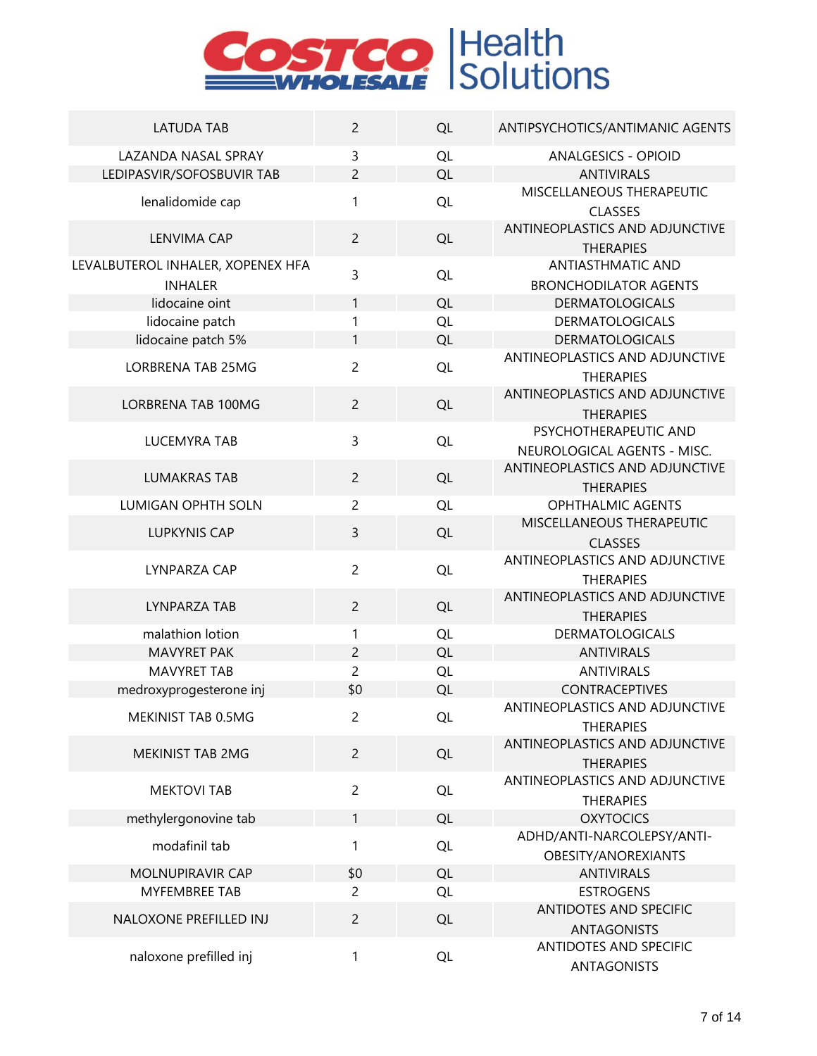| | | | |
|---|---|---|---|
| LATUDA TAB | 2 | QL | ANTIPSYCHOTICS/ANTIMANIC AGENTS |
| LAZANDA NASAL SPRAY | 3 | QL | ANALGESICS - OPIOID |
| LEDIPASVIR/SOFOSBUVIR TAB | 2 | QL | ANTIVIRALS |
| lenalidomide cap | 1 | QL | MISCELLANEOUS THERAPEUTIC CLASSES |
| LENVIMA CAP | 2 | QL | ANTINEOPLASTICS AND ADJUNCTIVE THERAPIES |
| LEVALBUTEROL INHALER, XOPENEX HFA INHALER | 3 | QL | ANTIASTHMATIC AND BRONCHODILATOR AGENTS |
| lidocaine oint | 1 | QL | DERMATOLOGICALS |
| lidocaine patch | 1 | QL | DERMATOLOGICALS |
| lidocaine patch 5% | 1 | QL | DERMATOLOGICALS |
| LORBRENA TAB 25MG | 2 | QL | ANTINEOPLASTICS AND ADJUNCTIVE THERAPIES |
| LORBRENA TAB 100MG | 2 | QL | ANTINEOPLASTICS AND ADJUNCTIVE THERAPIES |
| LUCEMYRA TAB | 3 | QL | PSYCHOTHERAPEUTIC AND NEUROLOGICAL AGENTS - MISC. |
| LUMAKRAS TAB | 2 | QL | ANTINEOPLASTICS AND ADJUNCTIVE THERAPIES |
| LUMIGAN OPHTH SOLN | 2 | QL | OPHTHALMIC AGENTS |
| LUPKYNIS CAP | 3 | QL | MISCELLANEOUS THERAPEUTIC CLASSES |
| LYNPARZA CAP | 2 | QL | ANTINEOPLASTICS AND ADJUNCTIVE THERAPIES |
| LYNPARZA TAB | 2 | QL | ANTINEOPLASTICS AND ADJUNCTIVE THERAPIES |
| malathion lotion | 1 | QL | DERMATOLOGICALS |
| MAVYRET PAK | 2 | QL | ANTIVIRALS |
| MAVYRET TAB | 2 | QL | ANTIVIRALS |
| medroxyprogesterone inj | $0 | QL | CONTRACEPTIVES |
| MEKINIST TAB 0.5MG | 2 | QL | ANTINEOPLASTICS AND ADJUNCTIVE THERAPIES |
| MEKINIST TAB 2MG | 2 | QL | ANTINEOPLASTICS AND ADJUNCTIVE THERAPIES |
| MEKTOVI TAB | 2 | QL | ANTINEOPLASTICS AND ADJUNCTIVE THERAPIES |
| methylergonovine tab | 1 | QL | OXYTOCICS |
| modafinil tab | 1 | QL | ADHD/ANTI-NARCOLEPSY/ANTI-OBESITY/ANOREXIANTS |
| MOLNUPIRAVIR CAP | $0 | QL | ANTIVIRALS |
| MYFEMBREE TAB | 2 | QL | ESTROGENS |
| NALOXONE PREFILLED INJ | 2 | QL | ANTIDOTES AND SPECIFIC ANTAGONISTS |
| naloxone prefilled inj | 1 | QL | ANTIDOTES AND SPECIFIC ANTAGONISTS |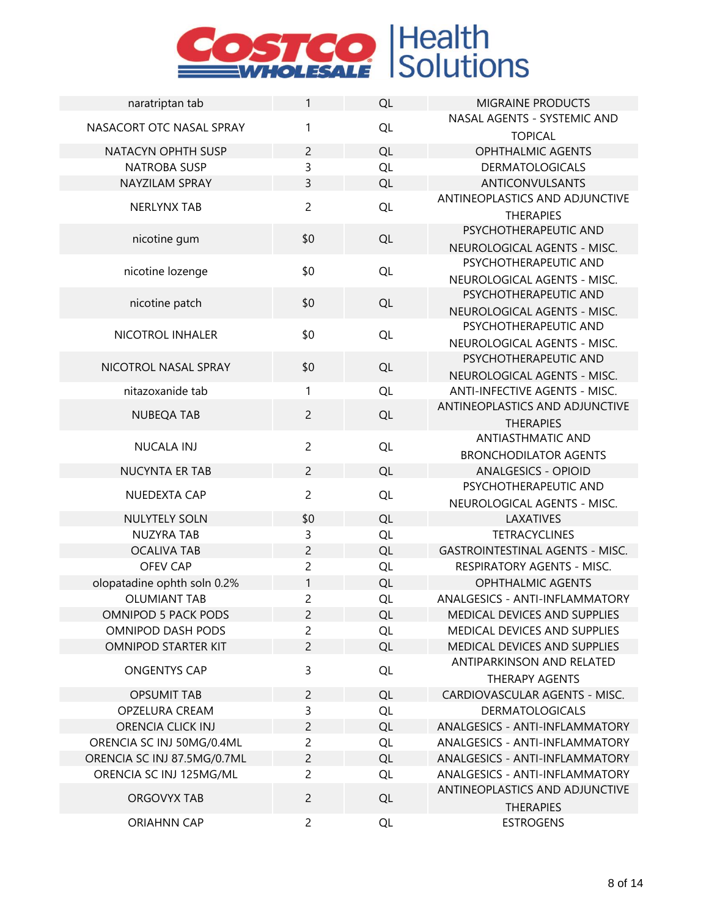| naratriptan tab | 1 | QL | MIGRAINE PRODUCTS |
|---|---|---|---|
| NASACORT OTC NASAL SPRAY | 1 | QL | NASAL AGENTS - SYSTEMIC AND TOPICAL |
| NATACYN OPHTH SUSP | 2 | QL | OPHTHALMIC AGENTS |
| NATROBA SUSP | 3 | QL | DERMATOLOGICALS |
| NAYZILAM SPRAY | 3 | QL | ANTICONVULSANTS |
| NERLYNX TAB | 2 | QL | ANTINEOPLASTICS AND ADJUNCTIVE THERAPIES |
| nicotine gum | $0 | QL | PSYCHOTHERAPEUTIC AND NEUROLOGICAL AGENTS - MISC. |
| nicotine lozenge | $0 | QL | PSYCHOTHERAPEUTIC AND NEUROLOGICAL AGENTS - MISC. |
| nicotine patch | $0 | QL | PSYCHOTHERAPEUTIC AND NEUROLOGICAL AGENTS - MISC. |
| NICOTROL INHALER | $0 | QL | PSYCHOTHERAPEUTIC AND NEUROLOGICAL AGENTS - MISC. |
| NICOTROL NASAL SPRAY | $0 | QL | PSYCHOTHERAPEUTIC AND NEUROLOGICAL AGENTS - MISC. |
| nitazoxanide tab | 1 | QL | ANTI-INFECTIVE AGENTS - MISC. |
| NUBEQA TAB | 2 | QL | ANTINEOPLASTICS AND ADJUNCTIVE THERAPIES |
| NUCALA INJ | 2 | QL | ANTIASTHMATIC AND BRONCHODILATOR AGENTS |
| NUCYNTA ER TAB | 2 | QL | ANALGESICS - OPIOID |
| NUEDEXTA CAP | 2 | QL | PSYCHOTHERAPEUTIC AND NEUROLOGICAL AGENTS - MISC. |
| NULYTELY SOLN | $0 | QL | LAXATIVES |
| NUZYRA TAB | 3 | QL | TETRACYCLINES |
| OCALIVA TAB | 2 | QL | GASTROINTESTINAL AGENTS - MISC. |
| OFEV CAP | 2 | QL | RESPIRATORY AGENTS - MISC. |
| olopatadine ophth soln 0.2% | 1 | QL | OPHTHALMIC AGENTS |
| OLUMIANT TAB | 2 | QL | ANALGESICS - ANTI-INFLAMMATORY |
| OMNIPOD 5 PACK PODS | 2 | QL | MEDICAL DEVICES AND SUPPLIES |
| OMNIPOD DASH PODS | 2 | QL | MEDICAL DEVICES AND SUPPLIES |
| OMNIPOD STARTER KIT | 2 | QL | MEDICAL DEVICES AND SUPPLIES |
| ONGENTYS CAP | 3 | QL | ANTIPARKINSON AND RELATED THERAPY AGENTS |
| OPSUMIT TAB | 2 | QL | CARDIOVASCULAR AGENTS - MISC. |
| OPZELURA CREAM | 3 | QL | DERMATOLOGICALS |
| ORENCIA CLICK INJ | 2 | QL | ANALGESICS - ANTI-INFLAMMATORY |
| ORENCIA SC INJ 50MG/0.4ML | 2 | QL | ANALGESICS - ANTI-INFLAMMATORY |
| ORENCIA SC INJ 87.5MG/0.7ML | 2 | QL | ANALGESICS - ANTI-INFLAMMATORY |
| ORENCIA SC INJ 125MG/ML | 2 | QL | ANALGESICS - ANTI-INFLAMMATORY |
| ORGOVYX TAB | 2 | QL | ANTINEOPLASTICS AND ADJUNCTIVE THERAPIES |
| ORIAHNN CAP | 2 | QL | ESTROGENS |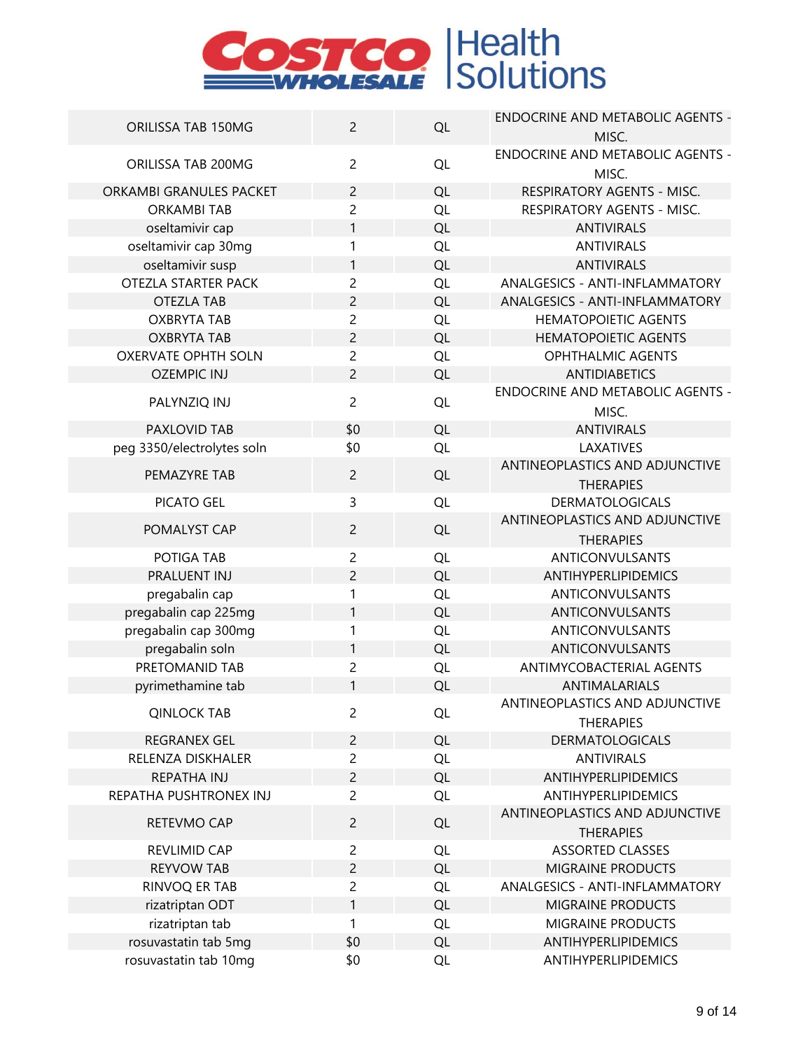| | | | |
|---|---|---|---|
| ORILISSA TAB 150MG | 2 | QL | ENDOCRINE AND METABOLIC AGENTS - MISC. |
| ORILISSA TAB 200MG | 2 | QL | ENDOCRINE AND METABOLIC AGENTS - MISC. |
| ORKAMBI GRANULES PACKET | 2 | QL | RESPIRATORY AGENTS - MISC. |
| ORKAMBI TAB | 2 | QL | RESPIRATORY AGENTS - MISC. |
| oseltamivir cap | 1 | QL | ANTIVIRALS |
| oseltamivir cap 30mg | 1 | QL | ANTIVIRALS |
| oseltamivir susp | 1 | QL | ANTIVIRALS |
| OTEZLA STARTER PACK | 2 | QL | ANALGESICS - ANTI-INFLAMMATORY |
| OTEZLA TAB | 2 | QL | ANALGESICS - ANTI-INFLAMMATORY |
| OXBRYTA TAB | 2 | QL | HEMATOPOIETIC AGENTS |
| OXBRYTA TAB | 2 | QL | HEMATOPOIETIC AGENTS |
| OXERVATE OPHTH SOLN | 2 | QL | OPHTHALMIC AGENTS |
| OZEMPIC INJ | 2 | QL | ANTIDIABETICS |
| PALYNZIQ INJ | 2 | QL | ENDOCRINE AND METABOLIC AGENTS - MISC. |
| PAXLOVID TAB | $0 | QL | ANTIVIRALS |
| peg 3350/electrolytes soln | $0 | QL | LAXATIVES |
| PEMAZYRE TAB | 2 | QL | ANTINEOPLASTICS AND ADJUNCTIVE THERAPIES |
| PICATO GEL | 3 | QL | DERMATOLOGICALS |
| POMALYST CAP | 2 | QL | ANTINEOPLASTICS AND ADJUNCTIVE THERAPIES |
| POTIGA TAB | 2 | QL | ANTICONVULSANTS |
| PRALUENT INJ | 2 | QL | ANTIHYPERLIPIDEMICS |
| pregabalin cap | 1 | QL | ANTICONVULSANTS |
| pregabalin cap 225mg | 1 | QL | ANTICONVULSANTS |
| pregabalin cap 300mg | 1 | QL | ANTICONVULSANTS |
| pregabalin soln | 1 | QL | ANTICONVULSANTS |
| PRETOMANID TAB | 2 | QL | ANTIMYCOBACTERIAL AGENTS |
| pyrimethamine tab | 1 | QL | ANTIMALARIALS |
| QINLOCK TAB | 2 | QL | ANTINEOPLASTICS AND ADJUNCTIVE THERAPIES |
| REGRANEX GEL | 2 | QL | DERMATOLOGICALS |
| RELENZA DISKHALER | 2 | QL | ANTIVIRALS |
| REPATHA INJ | 2 | QL | ANTIHYPERLIPIDEMICS |
| REPATHA PUSHTRONEX INJ | 2 | QL | ANTIHYPERLIPIDEMICS |
| RETEVMO CAP | 2 | QL | ANTINEOPLASTICS AND ADJUNCTIVE THERAPIES |
| REVLIMID CAP | 2 | QL | ASSORTED CLASSES |
| REYVOW TAB | 2 | QL | MIGRAINE PRODUCTS |
| RINVOQ ER TAB | 2 | QL | ANALGESICS - ANTI-INFLAMMATORY |
| rizatriptan ODT | 1 | QL | MIGRAINE PRODUCTS |
| rizatriptan tab | 1 | QL | MIGRAINE PRODUCTS |
| rosuvastatin tab 5mg | $0 | QL | ANTIHYPERLIPIDEMICS |
| rosuvastatin tab 10mg | $0 | QL | ANTIHYPERLIPIDEMICS |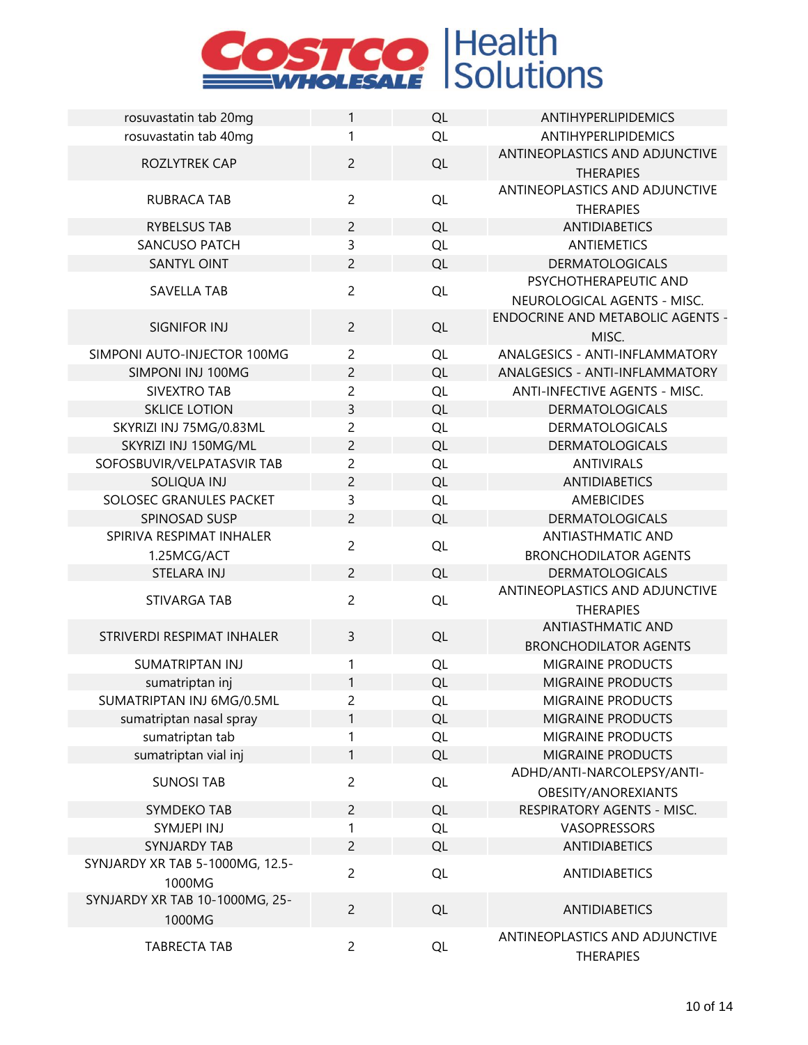| | | | |
|---|---|---|---|
| rosuvastatin tab 20mg | 1 | QL | ANTIHYPERLIPIDEMICS |
| rosuvastatin tab 40mg | 1 | QL | ANTIHYPERLIPIDEMICS |
| ROZLYTREK CAP | 2 | QL | ANTINEOPLASTICS AND ADJUNCTIVE THERAPIES |
| RUBRACA TAB | 2 | QL | ANTINEOPLASTICS AND ADJUNCTIVE THERAPIES |
| RYBELSUS TAB | 2 | QL | ANTIDIABETICS |
| SANCUSO PATCH | 3 | QL | ANTIEMETICS |
| SANTYL OINT | 2 | QL | DERMATOLOGICALS |
| SAVELLA TAB | 2 | QL | PSYCHOTHERAPEUTIC AND NEUROLOGICAL AGENTS - MISC. |
| SIGNIFOR INJ | 2 | QL | ENDOCRINE AND METABOLIC AGENTS - MISC. |
| SIMPONI AUTO-INJECTOR 100MG | 2 | QL | ANALGESICS - ANTI-INFLAMMATORY |
| SIMPONI INJ 100MG | 2 | QL | ANALGESICS - ANTI-INFLAMMATORY |
| SIVEXTRO TAB | 2 | QL | ANTI-INFECTIVE AGENTS - MISC. |
| SKLICE LOTION | 3 | QL | DERMATOLOGICALS |
| SKYRIZI INJ 75MG/0.83ML | 2 | QL | DERMATOLOGICALS |
| SKYRIZI INJ 150MG/ML | 2 | QL | DERMATOLOGICALS |
| SOFOSBUVIR/VELPATASVIR TAB | 2 | QL | ANTIVIRALS |
| SOLIQUA INJ | 2 | QL | ANTIDIABETICS |
| SOLOSEC GRANULES PACKET | 3 | QL | AMEBICIDES |
| SPINOSAD SUSP | 2 | QL | DERMATOLOGICALS |
| SPIRIVA RESPIMAT INHALER 1.25MCG/ACT | 2 | QL | ANTIASTHMATIC AND BRONCHODILATOR AGENTS |
| STELARA INJ | 2 | QL | DERMATOLOGICALS |
| STIVARGA TAB | 2 | QL | ANTINEOPLASTICS AND ADJUNCTIVE THERAPIES |
| STRIVERDI RESPIMAT INHALER | 3 | QL | ANTIASTHMATIC AND BRONCHODILATOR AGENTS |
| SUMATRIPTAN INJ | 1 | QL | MIGRAINE PRODUCTS |
| sumatriptan inj | 1 | QL | MIGRAINE PRODUCTS |
| SUMATRIPTAN INJ 6MG/0.5ML | 2 | QL | MIGRAINE PRODUCTS |
| sumatriptan nasal spray | 1 | QL | MIGRAINE PRODUCTS |
| sumatriptan tab | 1 | QL | MIGRAINE PRODUCTS |
| sumatriptan vial inj | 1 | QL | MIGRAINE PRODUCTS |
| SUNOSI TAB | 2 | QL | ADHD/ANTI-NARCOLEPSY/ANTI-OBESITY/ANOREXIANTS |
| SYMDEKO TAB | 2 | QL | RESPIRATORY AGENTS - MISC. |
| SYMJEPI INJ | 1 | QL | VASOPRESSORS |
| SYNJARDY TAB | 2 | QL | ANTIDIABETICS |
| SYNJARDY XR TAB 5-1000MG, 12.5-1000MG | 2 | QL | ANTIDIABETICS |
| SYNJARDY XR TAB 10-1000MG, 25-1000MG | 2 | QL | ANTIDIABETICS |
| TABRECTA TAB | 2 | QL | ANTINEOPLASTICS AND ADJUNCTIVE THERAPIES |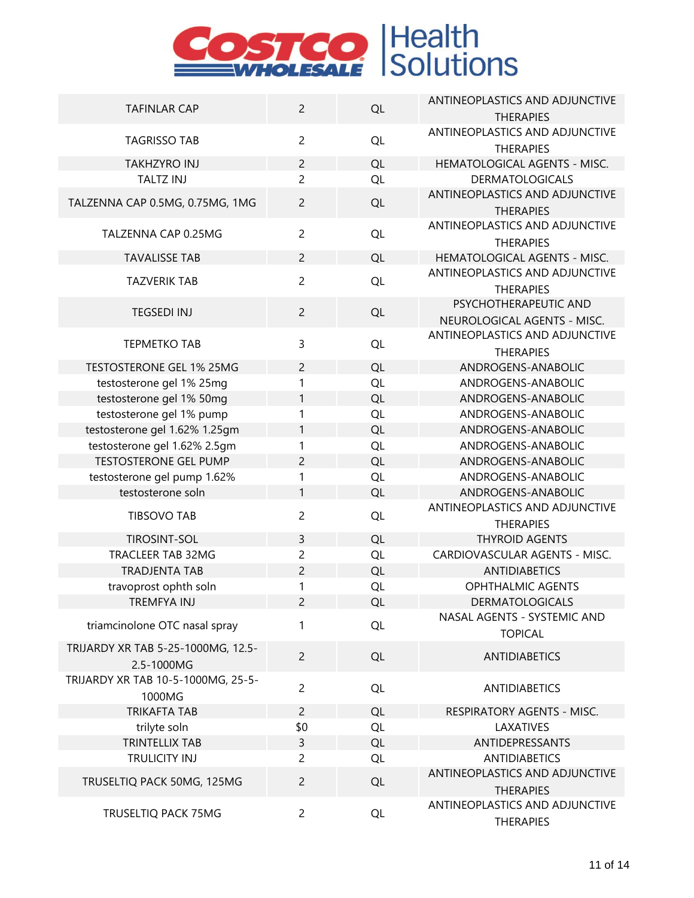| | | | |
|---|---|---|---|
| TAFINLAR CAP | 2 | QL | ANTINEOPLASTICS AND ADJUNCTIVE THERAPIES |
| TAGRISSO TAB | 2 | QL | ANTINEOPLASTICS AND ADJUNCTIVE THERAPIES |
| TAKHZYRO INJ | 2 | QL | HEMATOLOGICAL AGENTS - MISC. |
| TALTZ INJ | 2 | QL | DERMATOLOGICALS |
| TALZENNA CAP 0.5MG, 0.75MG, 1MG | 2 | QL | ANTINEOPLASTICS AND ADJUNCTIVE THERAPIES |
| TALZENNA CAP 0.25MG | 2 | QL | ANTINEOPLASTICS AND ADJUNCTIVE THERAPIES |
| TAVALISSE TAB | 2 | QL | HEMATOLOGICAL AGENTS - MISC. |
| TAZVERIK TAB | 2 | QL | ANTINEOPLASTICS AND ADJUNCTIVE THERAPIES |
| TEGSEDI INJ | 2 | QL | PSYCHOTHERAPEUTIC AND NEUROLOGICAL AGENTS - MISC. |
| TEPMETKO TAB | 3 | QL | ANTINEOPLASTICS AND ADJUNCTIVE THERAPIES |
| TESTOSTERONE GEL 1% 25MG | 2 | QL | ANDROGENS-ANABOLIC |
| testosterone gel 1% 25mg | 1 | QL | ANDROGENS-ANABOLIC |
| testosterone gel 1% 50mg | 1 | QL | ANDROGENS-ANABOLIC |
| testosterone gel 1% pump | 1 | QL | ANDROGENS-ANABOLIC |
| testosterone gel 1.62% 1.25gm | 1 | QL | ANDROGENS-ANABOLIC |
| testosterone gel 1.62% 2.5gm | 1 | QL | ANDROGENS-ANABOLIC |
| TESTOSTERONE GEL PUMP | 2 | QL | ANDROGENS-ANABOLIC |
| testosterone gel pump 1.62% | 1 | QL | ANDROGENS-ANABOLIC |
| testosterone soln | 1 | QL | ANDROGENS-ANABOLIC |
| TIBSOVO TAB | 2 | QL | ANTINEOPLASTICS AND ADJUNCTIVE THERAPIES |
| TIROSINT-SOL | 3 | QL | THYROID AGENTS |
| TRACLEER TAB 32MG | 2 | QL | CARDIOVASCULAR AGENTS - MISC. |
| TRADJENTA TAB | 2 | QL | ANTIDIABETICS |
| travoprost ophth soln | 1 | QL | OPHTHALMIC AGENTS |
| TREMFYA INJ | 2 | QL | DERMATOLOGICALS |
| triamcinolone OTC nasal spray | 1 | QL | NASAL AGENTS - SYSTEMIC AND TOPICAL |
| TRIJARDY XR TAB 5-25-1000MG, 12.5-2.5-1000MG | 2 | QL | ANTIDIABETICS |
| TRIJARDY XR TAB 10-5-1000MG, 25-5-1000MG | 2 | QL | ANTIDIABETICS |
| TRIKAFTA TAB | 2 | QL | RESPIRATORY AGENTS - MISC. |
| trilyte soln | $0 | QL | LAXATIVES |
| TRINTELLIX TAB | 3 | QL | ANTIDEPRESSANTS |
| TRULICITY INJ | 2 | QL | ANTIDIABETICS |
| TRUSELTIQ PACK 50MG, 125MG | 2 | QL | ANTINEOPLASTICS AND ADJUNCTIVE THERAPIES |
| TRUSELTIQ PACK 75MG | 2 | QL | ANTINEOPLASTICS AND ADJUNCTIVE THERAPIES |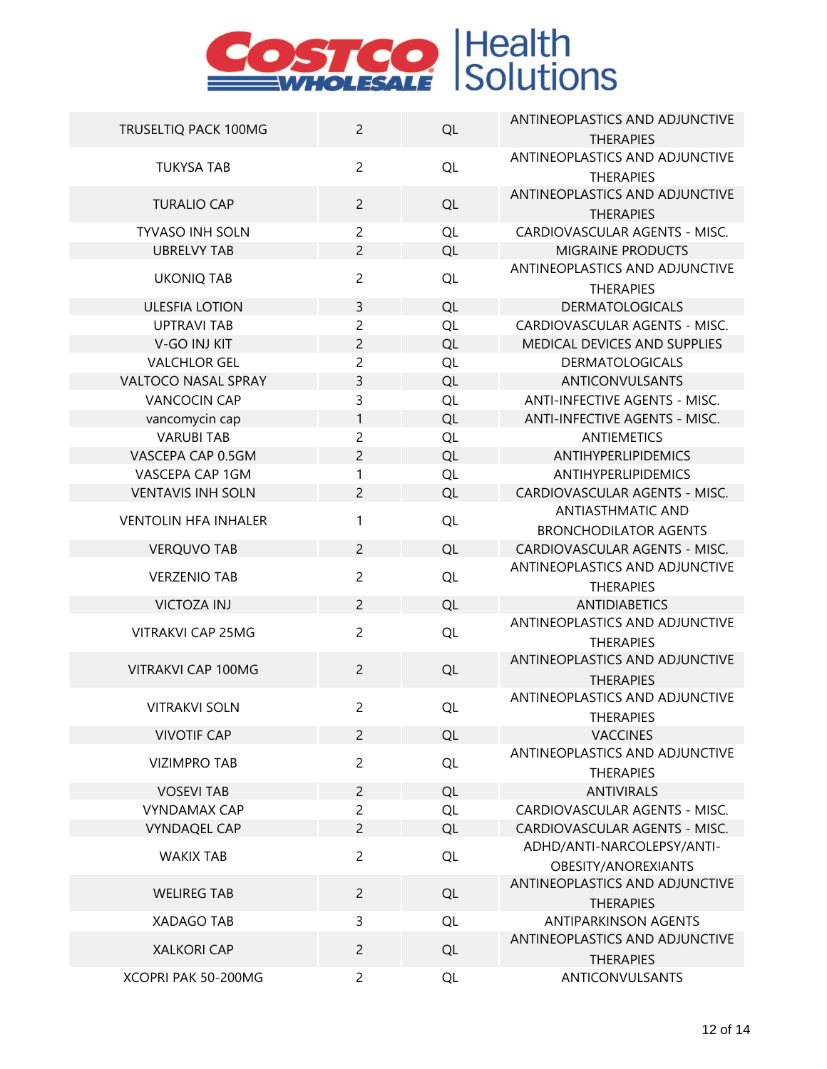| | | | |
|---|---|---|---|
| TRUSELTIQ PACK 100MG | 2 | QL | ANTINEOPLASTICS AND ADJUNCTIVE THERAPIES |
| TUKYSA TAB | 2 | QL | ANTINEOPLASTICS AND ADJUNCTIVE THERAPIES |
| TURALIO CAP | 2 | QL | ANTINEOPLASTICS AND ADJUNCTIVE THERAPIES |
| TYVASO INH SOLN | 2 | QL | CARDIOVASCULAR AGENTS - MISC. |
| UBRELVY TAB | 2 | QL | MIGRAINE PRODUCTS |
| UKONIQ TAB | 2 | QL | ANTINEOPLASTICS AND ADJUNCTIVE THERAPIES |
| ULESFIA LOTION | 3 | QL | DERMATOLOGICALS |
| UPTRAVI TAB | 2 | QL | CARDIOVASCULAR AGENTS - MISC. |
| V-GO INJ KIT | 2 | QL | MEDICAL DEVICES AND SUPPLIES |
| VALCHLOR GEL | 2 | QL | DERMATOLOGICALS |
| VALTOCO NASAL SPRAY | 3 | QL | ANTICONVULSANTS |
| VANCOCIN CAP | 3 | QL | ANTI-INFECTIVE AGENTS - MISC. |
| vancomycin cap | 1 | QL | ANTI-INFECTIVE AGENTS - MISC. |
| VARUBI TAB | 2 | QL | ANTIEMETICS |
| VASCEPA CAP 0.5GM | 2 | QL | ANTIHYPERLIPIDEMICS |
| VASCEPA CAP 1GM | 1 | QL | ANTIHYPERLIPIDEMICS |
| VENTAVIS INH SOLN | 2 | QL | CARDIOVASCULAR AGENTS - MISC. |
| VENTOLIN HFA INHALER | 1 | QL | ANTIASTHMATIC AND BRONCHODILATOR AGENTS |
| VERQUVO TAB | 2 | QL | CARDIOVASCULAR AGENTS - MISC. |
| VERZENIO TAB | 2 | QL | ANTINEOPLASTICS AND ADJUNCTIVE THERAPIES |
| VICTOZA INJ | 2 | QL | ANTIDIABETICS |
| VITRAKVI CAP 25MG | 2 | QL | ANTINEOPLASTICS AND ADJUNCTIVE THERAPIES |
| VITRAKVI CAP 100MG | 2 | QL | ANTINEOPLASTICS AND ADJUNCTIVE THERAPIES |
| VITRAKVI SOLN | 2 | QL | ANTINEOPLASTICS AND ADJUNCTIVE THERAPIES |
| VIVOTIF CAP | 2 | QL | VACCINES |
| VIZIMPRO TAB | 2 | QL | ANTINEOPLASTICS AND ADJUNCTIVE THERAPIES |
| VOSEVI TAB | 2 | QL | ANTIVIRALS |
| VYNDAMAX CAP | 2 | QL | CARDIOVASCULAR AGENTS - MISC. |
| VYNDAQEL CAP | 2 | QL | CARDIOVASCULAR AGENTS - MISC. |
| WAKIX TAB | 2 | QL | ADHD/ANTI-NARCOLEPSY/ANTI-OBESITY/ANOREXIANTS |
| WELIREG TAB | 2 | QL | ANTINEOPLASTICS AND ADJUNCTIVE THERAPIES |
| XADAGO TAB | 3 | QL | ANTIPARKINSON AGENTS |
| XALKORI CAP | 2 | QL | ANTINEOPLASTICS AND ADJUNCTIVE THERAPIES |
| XCOPRI PAK 50-200MG | 2 | QL | ANTICONVULSANTS |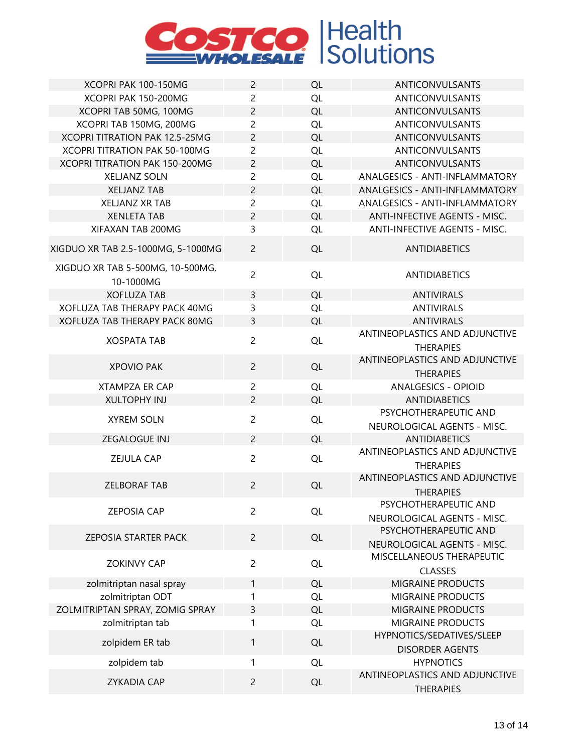| | | | |
|---|---|---|---|
| XCOPRI PAK 100-150MG | 2 | QL | ANTICONVULSANTS |
| XCOPRI PAK 150-200MG | 2 | QL | ANTICONVULSANTS |
| XCOPRI TAB 50MG, 100MG | 2 | QL | ANTICONVULSANTS |
| XCOPRI TAB 150MG, 200MG | 2 | QL | ANTICONVULSANTS |
| XCOPRI TITRATION PAK 12.5-25MG | 2 | QL | ANTICONVULSANTS |
| XCOPRI TITRATION PAK 50-100MG | 2 | QL | ANTICONVULSANTS |
| XCOPRI TITRATION PAK 150-200MG | 2 | QL | ANTICONVULSANTS |
| XELJANZ SOLN | 2 | QL | ANALGESICS - ANTI-INFLAMMATORY |
| XELJANZ TAB | 2 | QL | ANALGESICS - ANTI-INFLAMMATORY |
| XELJANZ XR TAB | 2 | QL | ANALGESICS - ANTI-INFLAMMATORY |
| XENLETA TAB | 2 | QL | ANTI-INFECTIVE AGENTS - MISC. |
| XIFAXAN TAB 200MG | 3 | QL | ANTI-INFECTIVE AGENTS - MISC. |
| XIGDUO XR TAB 2.5-1000MG, 5-1000MG | 2 | QL | ANTIDIABETICS |
| XIGDUO XR TAB 5-500MG, 10-500MG, 10-1000MG | 2 | QL | ANTIDIABETICS |
| XOFLUZA TAB | 3 | QL | ANTIVIRALS |
| XOFLUZA TAB THERAPY PACK 40MG | 3 | QL | ANTIVIRALS |
| XOFLUZA TAB THERAPY PACK 80MG | 3 | QL | ANTIVIRALS |
| XOSPATA TAB | 2 | QL | ANTINEOPLASTICS AND ADJUNCTIVE THERAPIES |
| XPOVIO PAK | 2 | QL | ANTINEOPLASTICS AND ADJUNCTIVE THERAPIES |
| XTAMPZA ER CAP | 2 | QL | ANALGESICS - OPIOID |
| XULTOPHY INJ | 2 | QL | ANTIDIABETICS |
| XYREM SOLN | 2 | QL | PSYCHOTHERAPEUTIC AND NEUROLOGICAL AGENTS - MISC. |
| ZEGALOGUE INJ | 2 | QL | ANTIDIABETICS |
| ZEJULA CAP | 2 | QL | ANTINEOPLASTICS AND ADJUNCTIVE THERAPIES |
| ZELBORAF TAB | 2 | QL | ANTINEOPLASTICS AND ADJUNCTIVE THERAPIES |
| ZEPOSIA CAP | 2 | QL | PSYCHOTHERAPEUTIC AND NEUROLOGICAL AGENTS - MISC. |
| ZEPOSIA STARTER PACK | 2 | QL | PSYCHOTHERAPEUTIC AND NEUROLOGICAL AGENTS - MISC. |
| ZOKINVY CAP | 2 | QL | MISCELLANEOUS THERAPEUTIC CLASSES |
| zolmitriptan nasal spray | 1 | QL | MIGRAINE PRODUCTS |
| zolmitriptan ODT | 1 | QL | MIGRAINE PRODUCTS |
| ZOLMITRIPTAN SPRAY, ZOMIG SPRAY | 3 | QL | MIGRAINE PRODUCTS |
| zolmitriptan tab | 1 | QL | MIGRAINE PRODUCTS |
| zolpidem ER tab | 1 | QL | HYPNOTICS/SEDATIVES/SLEEP DISORDER AGENTS |
| zolpidem tab | 1 | QL | HYPNOTICS |
| ZYKADIA CAP | 2 | QL | ANTINEOPLASTICS AND ADJUNCTIVE THERAPIES |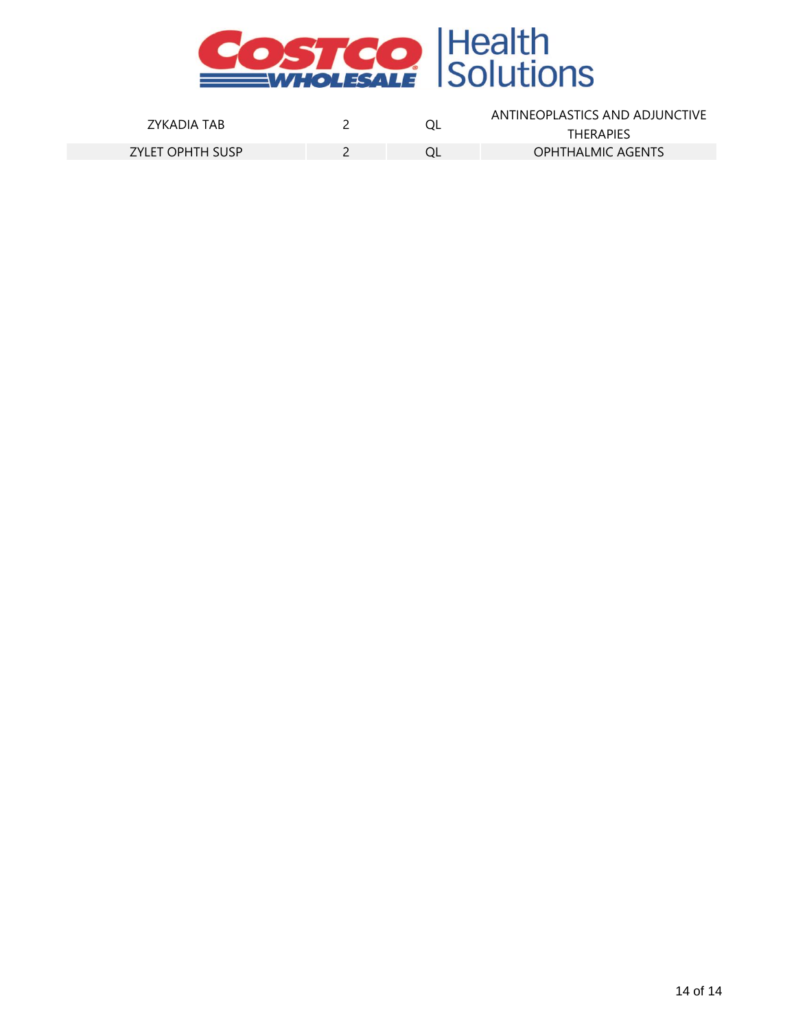| | | | |
|---|---|---|---|
| ZYKADIA TAB | 2 | QL | ANTINEOPLASTICS AND ADJUNCTIVE THERAPIES |
| ZYLET OPHTH SUSP | 2 | QL | OPHTHALMIC AGENTS |